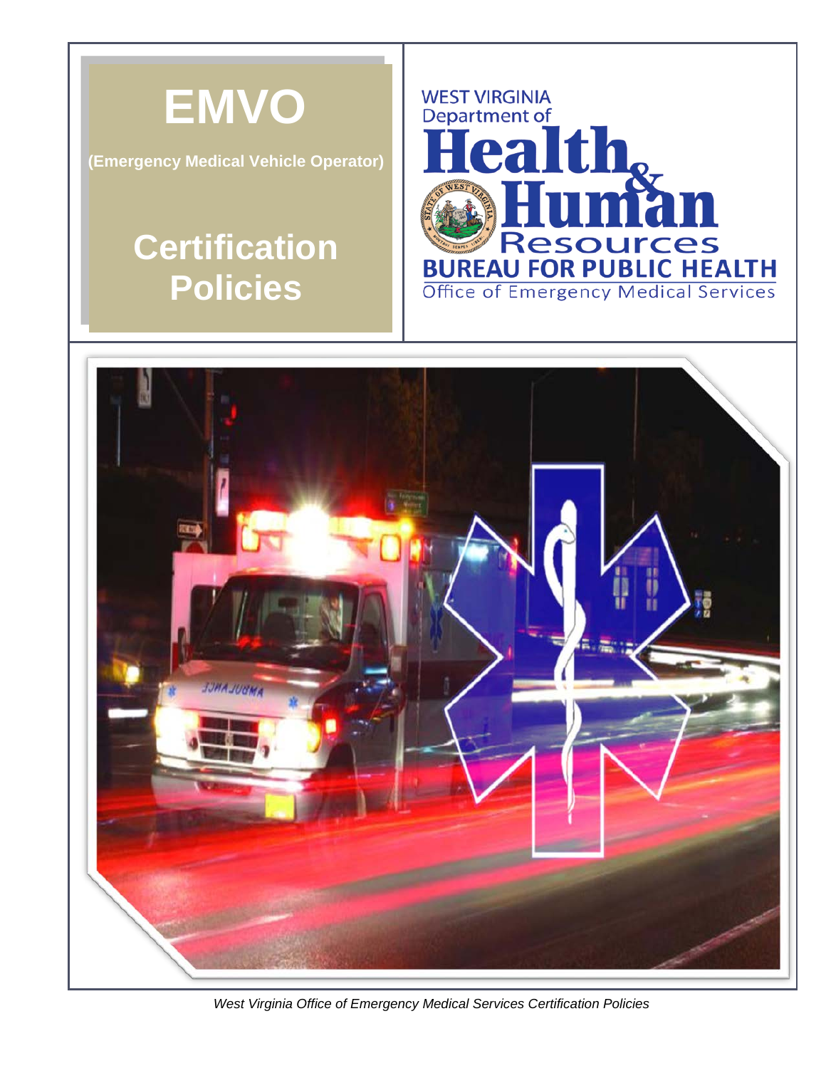# EMVO

**(Emergency Medical Vehicle Operator)**

# Certification Policies

WEST VIRGINIA
Department of
**Health & Human Resources**
**BUREAU FOR PUBLIC HEALTH**
Office of Emergency Medical Services

*West Virginia Office of Emergency Medical Services Certification Policies*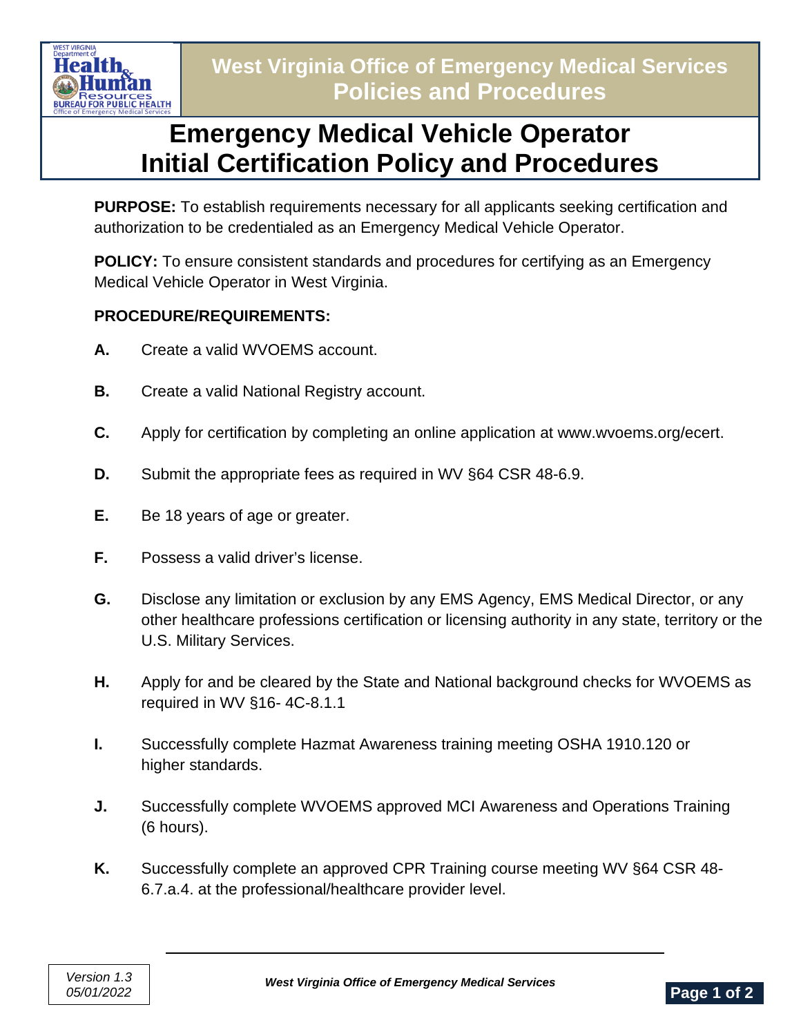# Emergency Medical Vehicle Operator Initial Certification Policy and Procedures

**PURPOSE:** To establish requirements necessary for all applicants seeking certification and authorization to be credentialed as an Emergency Medical Vehicle Operator.

**POLICY:** To ensure consistent standards and procedures for certifying as an Emergency Medical Vehicle Operator in West Virginia.

**PROCEDURE/REQUIREMENTS:**

**A.** Create a valid WVOEMS account.

**B.** Create a valid National Registry account.

**C.** Apply for certification by completing an online application at www.wvoems.org/ecert.

**D.** Submit the appropriate fees as required in WV §64 CSR 48-6.9.

**E.** Be 18 years of age or greater.

**F.** Possess a valid driver's license.

**G.** Disclose any limitation or exclusion by any EMS Agency, EMS Medical Director, or any other healthcare professions certification or licensing authority in any state, territory or the U.S. Military Services.

**H.** Apply for and be cleared by the State and National background checks for WVOEMS as required in WV §16- 4C-8.1.1

**I.** Successfully complete Hazmat Awareness training meeting OSHA 1910.120 or higher standards.

**J.** Successfully complete WVOEMS approved MCI Awareness and Operations Training (6 hours).

**K.** Successfully complete an approved CPR Training course meeting WV §64 CSR 48-6.7.a.4. at the professional/healthcare provider level.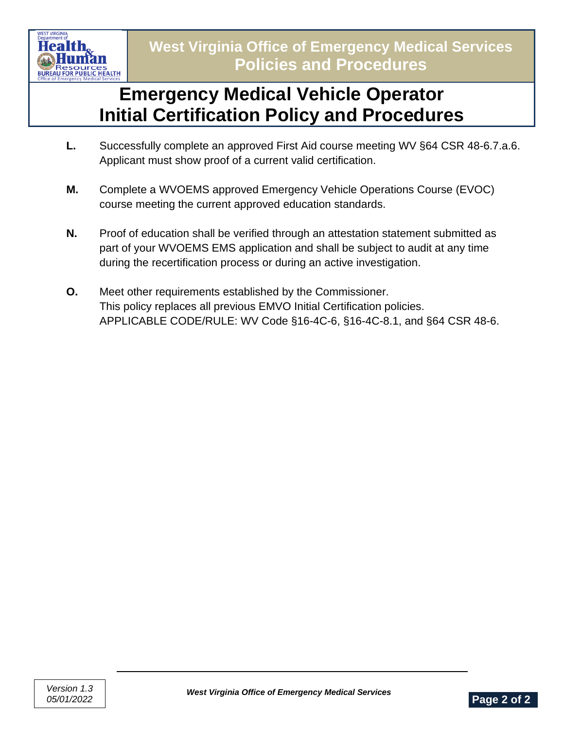**L.** Successfully complete an approved First Aid course meeting WV §64 CSR 48-6.7.a.6. Applicant must show proof of a current valid certification.

**M.** Complete a WVOEMS approved Emergency Vehicle Operations Course (EVOC) course meeting the current approved education standards.

**N.** Proof of education shall be verified through an attestation statement submitted as part of your WVOEMS EMS application and shall be subject to audit at any time during the recertification process or during an active investigation.

**O.** Meet other requirements established by the Commissioner.
This policy replaces all previous EMVO Initial Certification policies.
APPLICABLE CODE/RULE: WV Code §16-4C-6, §16-4C-8.1, and §64 CSR 48-6.